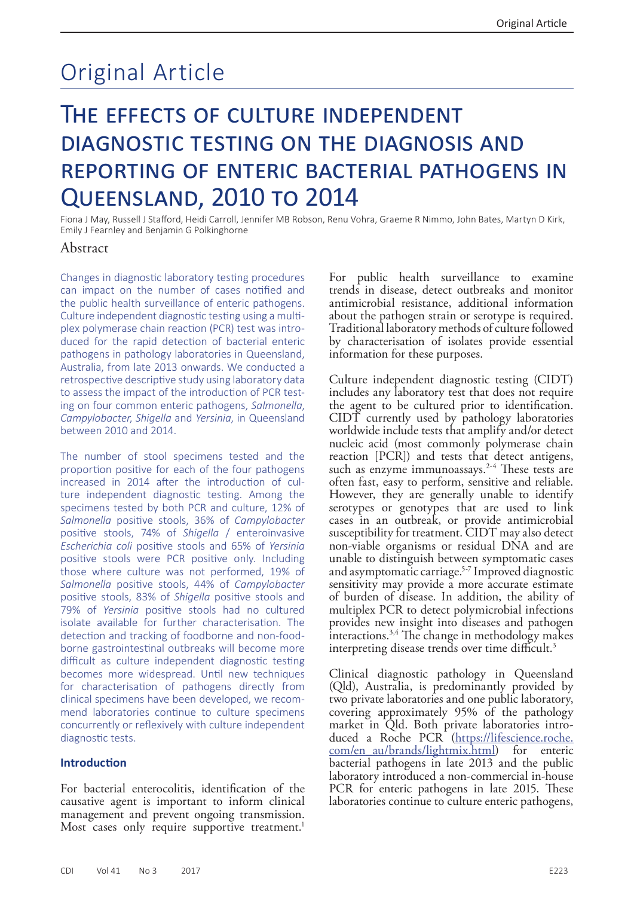# Original Article

# The effects of culture independent diagnostic testing on the diagnosis and reporting of enteric bacterial pathogens in Queensland, 2010 to 2014

Fiona J May, Russell J Stafford, Heidi Carroll, Jennifer MB Robson, Renu Vohra, Graeme R Nimmo, John Bates, Martyn D Kirk, Emily J Fearnley and Benjamin G Polkinghorne

## Abstract

Changes in diagnostic laboratory testing procedures can impact on the number of cases notified and the public health surveillance of enteric pathogens. Culture independent diagnostic testing using a multiplex polymerase chain reaction (PCR) test was introduced for the rapid detection of bacterial enteric pathogens in pathology laboratories in Queensland, Australia, from late 2013 onwards. We conducted a retrospective descriptive study using laboratory data to assess the impact of the introduction of PCR testing on four common enteric pathogens, *Salmonella*, *Campylobacter*, *Shigella* and *Yersinia*, in Queensland between 2010 and 2014.

The number of stool specimens tested and the proportion positive for each of the four pathogens increased in 2014 after the introduction of culture independent diagnostic testing. Among the specimens tested by both PCR and culture, 12% of *Salmonella* positive stools, 36% of *Campylobacter* positive stools, 74% of *Shigella* / enteroinvasive *Escherichia coli* positive stools and 65% of *Yersinia* positive stools were PCR positive only. Including those where culture was not performed, 19% of *Salmonella* positive stools, 44% of *Campylobacter* positive stools, 83% of *Shigella* positive stools and 79% of *Yersinia* positive stools had no cultured isolate available for further characterisation. The detection and tracking of foodborne and non-foodborne gastrointestinal outbreaks will become more difficult as culture independent diagnostic testing becomes more widespread. Until new techniques for characterisation of pathogens directly from clinical specimens have been developed, we recommend laboratories continue to culture specimens concurrently or reflexively with culture independent diagnostic tests.

### Introduction

For bacterial enterocolitis, identification of the causative agent is important to inform clinical management and prevent ongoing transmission. Most cases only require supportive treatment.[1] For public health surveillance to examine trends in disease, detect outbreaks and monitor antimicrobial resistance, additional information about the pathogen strain or serotype is required. Traditional laboratory methods of culture followed by characterisation of isolates provide essential information for these purposes.

Culture independent diagnostic testing (CIDT) includes any laboratory test that does not require the agent to be cultured prior to identification. CIDT currently used by pathology laboratories worldwide include tests that amplify and/or detect nucleic acid (most commonly polymerase chain reaction [PCR]) and tests that detect antigens, such as enzyme immunoassays.[2-4] These tests are often fast, easy to perform, sensitive and reliable. However, they are generally unable to identify serotypes or genotypes that are used to link cases in an outbreak, or provide antimicrobial susceptibility for treatment. CIDT may also detect non-viable organisms or residual DNA and are unable to distinguish between symptomatic cases and asymptomatic carriage.[5-7] Improved diagnostic sensitivity may provide a more accurate estimate of burden of disease. In addition, the ability of multiplex PCR to detect polymicrobial infections provides new insight into diseases and pathogen interactions.[3,4] The change in methodology makes interpreting disease trends over time difficult.[3]

Clinical diagnostic pathology in Queensland (Qld), Australia, is predominantly provided by two private laboratories and one public laboratory, covering approximately 95% of the pathology market in Qld. Both private laboratories introduced a Roche PCR (https://lifescience.roche.com/en_au/brands/lightmix.html) for enteric bacterial pathogens in late 2013 and the public laboratory introduced a non-commercial in-house PCR for enteric pathogens in late 2015. These laboratories continue to culture enteric pathogens,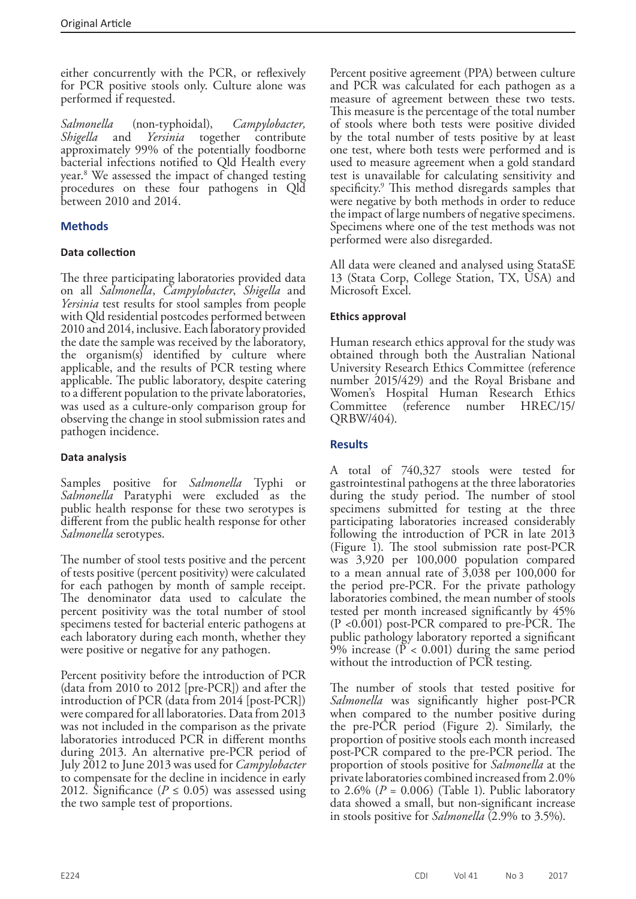either concurrently with the PCR, or reflexively for PCR positive stools only. Culture alone was performed if requested.

*Salmonella* (non-typhoidal), *Campylobacter, Shigella* and *Yersinia* together contribute approximately 99% of the potentially foodborne bacterial infections notified to Qld Health every year.[8] We assessed the impact of changed testing procedures on these four pathogens in Qld between 2010 and 2014.

## Methods

### Data collection

The three participating laboratories provided data on all *Salmonella*, *Campylobacter*, *Shigella* and *Yersinia* test results for stool samples from people with Qld residential postcodes performed between 2010 and 2014, inclusive. Each laboratory provided the date the sample was received by the laboratory, the organism(s) identified by culture where applicable, and the results of PCR testing where applicable. The public laboratory, despite catering to a different population to the private laboratories, was used as a culture-only comparison group for observing the change in stool submission rates and pathogen incidence.

### Data analysis

Samples positive for *Salmonella* Typhi or *Salmonella* Paratyphi were excluded as the public health response for these two serotypes is different from the public health response for other *Salmonella* serotypes.

The number of stool tests positive and the percent of tests positive (percent positivity) were calculated for each pathogen by month of sample receipt. The denominator data used to calculate the percent positivity was the total number of stool specimens tested for bacterial enteric pathogens at each laboratory during each month, whether they were positive or negative for any pathogen.

Percent positivity before the introduction of PCR (data from 2010 to 2012 [pre-PCR]) and after the introduction of PCR (data from 2014 [post-PCR]) were compared for all laboratories. Data from 2013 was not included in the comparison as the private laboratories introduced PCR in different months during 2013. An alternative pre-PCR period of July 2012 to June 2013 was used for *Campylobacter* to compensate for the decline in incidence in early 2012. Significance ($P \leq 0.05$) was assessed using the two sample test of proportions.

Percent positive agreement (PPA) between culture and PCR was calculated for each pathogen as a measure of agreement between these two tests. This measure is the percentage of the total number of stools where both tests were positive divided by the total number of tests positive by at least one test, where both tests were performed and is used to measure agreement when a gold standard test is unavailable for calculating sensitivity and specificity.[9] This method disregards samples that were negative by both methods in order to reduce the impact of large numbers of negative specimens. Specimens where one of the test methods was not performed were also disregarded.

All data were cleaned and analysed using StataSE 13 (Stata Corp, College Station, TX, USA) and Microsoft Excel.

### Ethics approval

Human research ethics approval for the study was obtained through both the Australian National University Research Ethics Committee (reference number 2015/429) and the Royal Brisbane and Women's Hospital Human Research Ethics Committee (reference number HREC/15/QRBW/404).

## Results

A total of 740,327 stools were tested for gastrointestinal pathogens at the three laboratories during the study period. The number of stool specimens submitted for testing at the three participating laboratories increased considerably following the introduction of PCR in late 2013 (Figure 1). The stool submission rate post-PCR was 3,920 per 100,000 population compared to a mean annual rate of 3,038 per 100,000 for the period pre-PCR. For the private pathology laboratories combined, the mean number of stools tested per month increased significantly by 45% ($P < 0.001$) post-PCR compared to pre-PCR. The public pathology laboratory reported a significant 9% increase ($P < 0.001$) during the same period without the introduction of PCR testing.

The number of stools that tested positive for *Salmonella* was significantly higher post-PCR when compared to the number positive during the pre-PCR period (Figure 2). Similarly, the proportion of positive stools each month increased post-PCR compared to the pre-PCR period. The proportion of stools positive for *Salmonella* at the private laboratories combined increased from 2.0% to 2.6% ($P = 0.006$) (Table 1). Public laboratory data showed a small, but non-significant increase in stools positive for *Salmonella* (2.9% to 3.5%).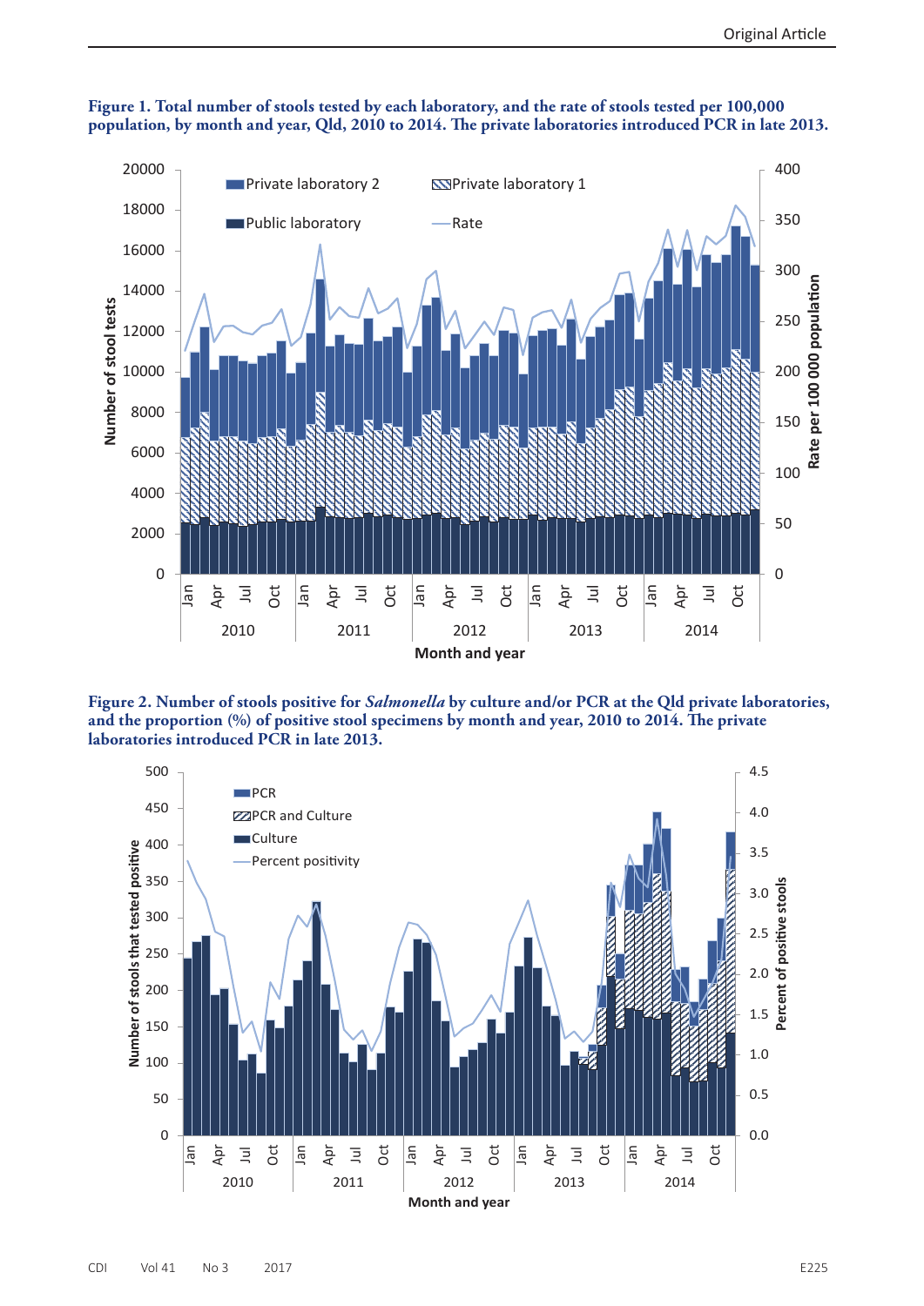**Figure 1. Total number of stools tested by each laboratory, and the rate of stools tested per 100,000 population, by month and year, Qld, 2010 to 2014. The private laboratories introduced PCR in late 2013.**

**Figure 2. Number of stools positive for *Salmonella* by culture and/or PCR at the Qld private laboratories, and the proportion (%) of positive stool specimens by month and year, 2010 to 2014. The private laboratories introduced PCR in late 2013.**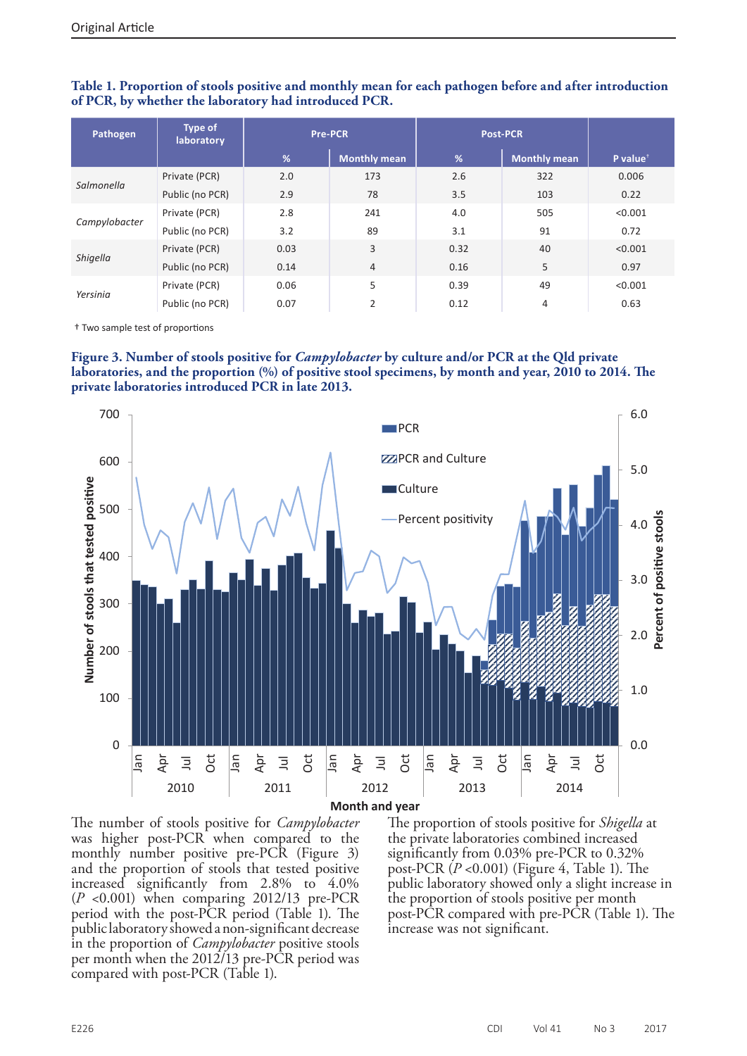**Table 1. Proportion of stools positive and monthly mean for each pathogen before and after introduction of PCR, by whether the laboratory had introduced PCR.**

| Pathogen | Type of laboratory | Pre-PCR | | Post-PCR | | |
|---|---|---|---|---|---|---|
| | | % | Monthly mean | % | Monthly mean | P value[†] |
| *Salmonella* | Private (PCR) | 2.0 | 173 | 2.6 | 322 | 0.006 |
| | Public (no PCR) | 2.9 | 78 | 3.5 | 103 | 0.22 |
| *Campylobacter* | Private (PCR) | 2.8 | 241 | 4.0 | 505 | <0.001 |
| | Public (no PCR) | 3.2 | 89 | 3.1 | 91 | 0.72 |
| *Shigella* | Private (PCR) | 0.03 | 3 | 0.32 | 40 | <0.001 |
| | Public (no PCR) | 0.14 | 4 | 0.16 | 5 | 0.97 |
| *Yersinia* | Private (PCR) | 0.06 | 5 | 0.39 | 49 | <0.001 |
| | Public (no PCR) | 0.07 | 2 | 0.12 | 4 | 0.63 |

† Two sample test of proportions

**Figure 3. Number of stools positive for *Campylobacter* by culture and/or PCR at the Qld private laboratories, and the proportion (%) of positive stool specimens, by month and year, 2010 to 2014. The private laboratories introduced PCR in late 2013.**

The number of stools positive for *Campylobacter* was higher post-PCR when compared to the monthly number positive pre-PCR (Figure 3) and the proportion of stools that tested positive increased significantly from 2.8% to 4.0% ($P$ <0.001) when comparing 2012/13 pre-PCR period with the post-PCR period (Table 1). The public laboratory showed a non-significant decrease in the proportion of *Campylobacter* positive stools per month when the 2012/13 pre-PCR period was compared with post-PCR (Table 1).

The proportion of stools positive for *Shigella* at the private laboratories combined increased significantly from 0.03% pre-PCR to 0.32% post-PCR ($P$ <0.001) (Figure 4, Table 1). The public laboratory showed only a slight increase in the proportion of stools positive per month post-PCR compared with pre-PCR (Table 1). The increase was not significant.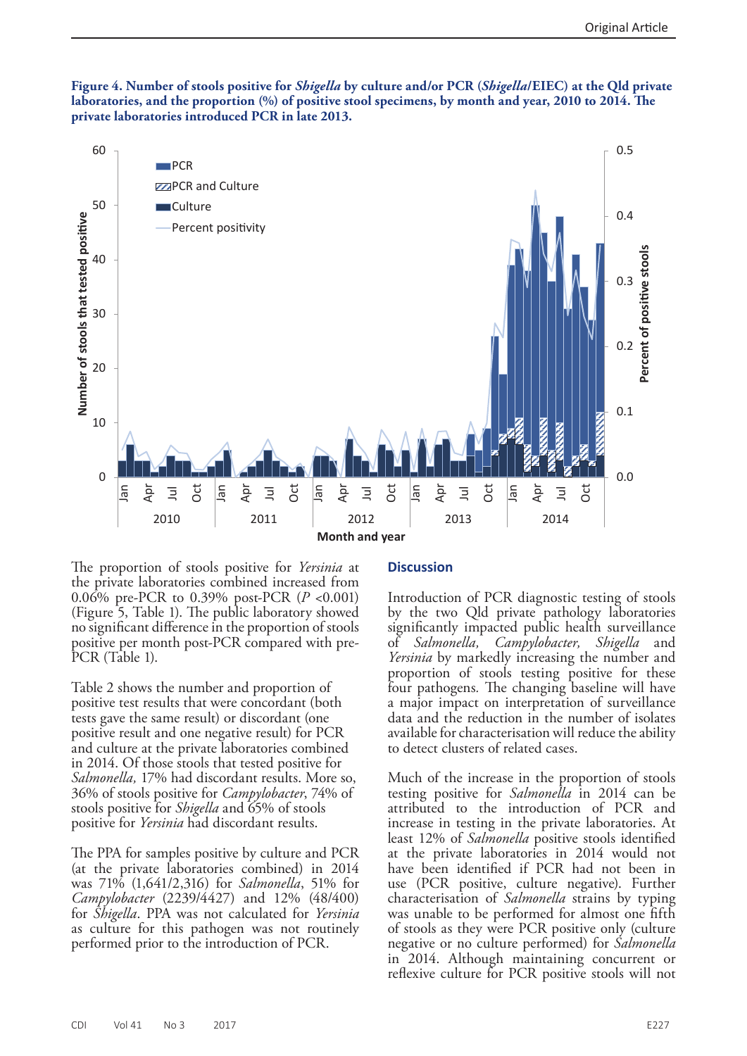**Figure 4. Number of stools positive for *Shigella* by culture and/or PCR (*Shigella*/EIEC) at the Qld private laboratories, and the proportion (%) of positive stool specimens, by month and year, 2010 to 2014. The private laboratories introduced PCR in late 2013.**

The proportion of stools positive for *Yersinia* at the private laboratories combined increased from 0.06% pre-PCR to 0.39% post-PCR ($P < 0.001$) (Figure 5, Table 1). The public laboratory showed no significant difference in the proportion of stools positive per month post-PCR compared with pre-PCR (Table 1).

Table 2 shows the number and proportion of positive test results that were concordant (both tests gave the same result) or discordant (one positive result and one negative result) for PCR and culture at the private laboratories combined in 2014. Of those stools that tested positive for *Salmonella,* 17% had discordant results. More so, 36% of stools positive for *Campylobacter*, 74% of stools positive for *Shigella* and 65% of stools positive for *Yersinia* had discordant results.

The PPA for samples positive by culture and PCR (at the private laboratories combined) in 2014 was 71% (1,641/2,316) for *Salmonella*, 51% for *Campylobacter* (2239/4427) and 12% (48/400) for *Shigella*. PPA was not calculated for *Yersinia* as culture for this pathogen was not routinely performed prior to the introduction of PCR.

## Discussion

Introduction of PCR diagnostic testing of stools by the two Qld private pathology laboratories significantly impacted public health surveillance of *Salmonella, Campylobacter, Shigella* and *Yersinia* by markedly increasing the number and proportion of stools testing positive for these four pathogens. The changing baseline will have a major impact on interpretation of surveillance data and the reduction in the number of isolates available for characterisation will reduce the ability to detect clusters of related cases.

Much of the increase in the proportion of stools testing positive for *Salmonella* in 2014 can be attributed to the introduction of PCR and increase in testing in the private laboratories. At least 12% of *Salmonella* positive stools identified at the private laboratories in 2014 would not have been identified if PCR had not been in use (PCR positive, culture negative). Further characterisation of *Salmonella* strains by typing was unable to be performed for almost one fifth of stools as they were PCR positive only (culture negative or no culture performed) for *Salmonella* in 2014. Although maintaining concurrent or reflexive culture for PCR positive stools will not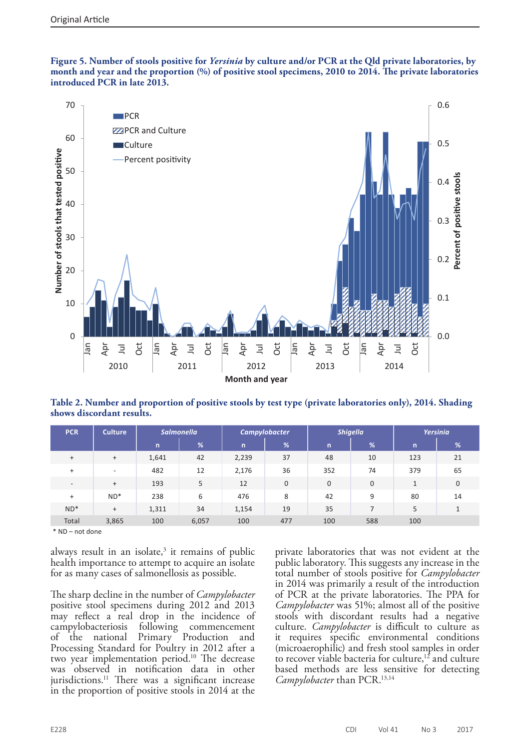**Figure 5. Number of stools positive for *Yersinia* by culture and/or PCR at the Qld private laboratories, by month and year and the proportion (%) of positive stool specimens, 2010 to 2014. The private laboratories introduced PCR in late 2013.**

**Table 2. Number and proportion of positive stools by test type (private laboratories only), 2014. Shading shows discordant results.**

| PCR | Culture | *Salmonella* | | *Campylobacter* | | *Shigella* | | *Yersinia* | |
|---|---|---|---|---|---|---|---|---|---|
| | | n | % | n | % | n | % | n | % |
| + | + | 1,641 | 42 | 2,239 | 37 | 48 | 10 | 123 | 21 |
| + | - | 482 | 12 | 2,176 | 36 | 352 | 74 | 379 | 65 |
| - | + | 193 | 5 | 12 | 0 | 0 | 0 | 1 | 0 |
| + | ND* | 238 | 6 | 476 | 8 | 42 | 9 | 80 | 14 |
| ND* | + | 1,311 | 34 | 1,154 | 19 | 35 | 7 | 5 | 1 |
| Total | | 3,865 | 100 | 6,057 | 100 | 477 | 100 | 588 | 100 |

\* ND – not done

always result in an isolate,[3] it remains of public health importance to attempt to acquire an isolate for as many cases of salmonellosis as possible.

The sharp decline in the number of *Campylobacter* positive stool specimens during 2012 and 2013 may reflect a real drop in the incidence of campylobacteriosis following commencement of the national Primary Production and Processing Standard for Poultry in 2012 after a two year implementation period.[10] The decrease was observed in notification data in other jurisdictions.[11] There was a significant increase in the proportion of positive stools in 2014 at the private laboratories that was not evident at the public laboratory. This suggests any increase in the total number of stools positive for *Campylobacter* in 2014 was primarily a result of the introduction of PCR at the private laboratories. The PPA for *Campylobacter* was 51%; almost all of the positive stools with discordant results had a negative culture. *Campylobacter* is difficult to culture as it requires specific environmental conditions (microaerophilic) and fresh stool samples in order to recover viable bacteria for culture,[12] and culture based methods are less sensitive for detecting *Campylobacter* than PCR.[13,14]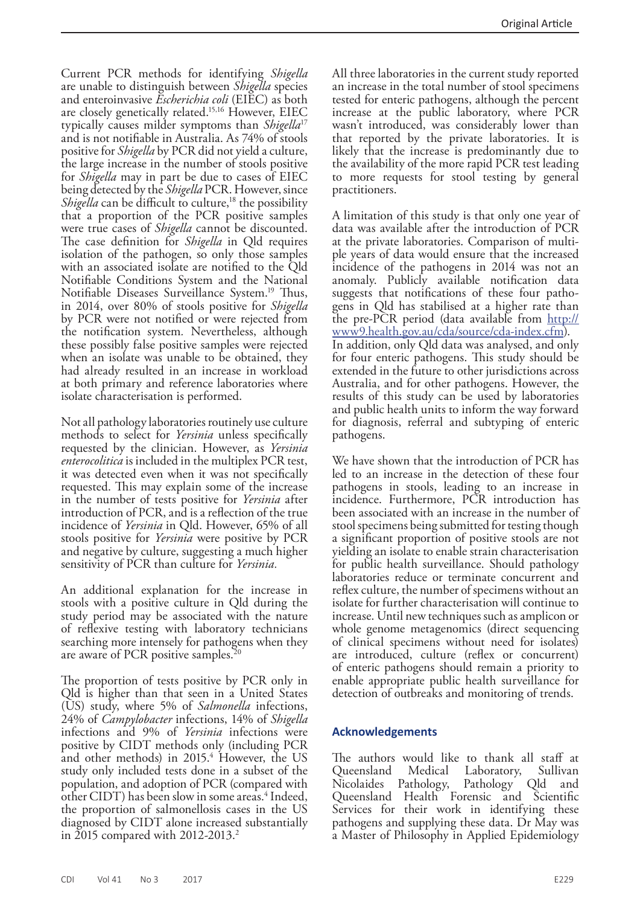Current PCR methods for identifying *Shigella* are unable to distinguish between *Shigella* species and enteroinvasive *Escherichia coli* (EIEC) as both are closely genetically related.[15,16] However, EIEC typically causes milder symptoms than *Shigella*[17] and is not notifiable in Australia. As 74% of stools positive for *Shigella* by PCR did not yield a culture, the large increase in the number of stools positive for *Shigella* may in part be due to cases of EIEC being detected by the *Shigella* PCR. However, since *Shigella* can be difficult to culture,[18] the possibility that a proportion of the PCR positive samples were true cases of *Shigella* cannot be discounted. The case definition for *Shigella* in Qld requires isolation of the pathogen, so only those samples with an associated isolate are notified to the Qld Notifiable Conditions System and the National Notifiable Diseases Surveillance System.[19] Thus, in 2014, over 80% of stools positive for *Shigella* by PCR were not notified or were rejected from the notification system. Nevertheless, although these possibly false positive samples were rejected when an isolate was unable to be obtained, they had already resulted in an increase in workload at both primary and reference laboratories where isolate characterisation is performed.

Not all pathology laboratories routinely use culture methods to select for *Yersinia* unless specifically requested by the clinician. However, as *Yersinia enterocolitica* is included in the multiplex PCR test, it was detected even when it was not specifically requested. This may explain some of the increase in the number of tests positive for *Yersinia* after introduction of PCR, and is a reflection of the true incidence of *Yersinia* in Qld. However, 65% of all stools positive for *Yersinia* were positive by PCR and negative by culture, suggesting a much higher sensitivity of PCR than culture for *Yersinia*.

An additional explanation for the increase in stools with a positive culture in Qld during the study period may be associated with the nature of reflexive testing with laboratory technicians searching more intensely for pathogens when they are aware of PCR positive samples.[20]

The proportion of tests positive by PCR only in Qld is higher than that seen in a United States (US) study, where 5% of *Salmonella* infections, 24% of *Campylobacter* infections, 14% of *Shigella* infections and 9% of *Yersinia* infections were positive by CIDT methods only (including PCR and other methods) in 2015.[4] However, the US study only included tests done in a subset of the population, and adoption of PCR (compared with other CIDT) has been slow in some areas.[4] Indeed, the proportion of salmonellosis cases in the US diagnosed by CIDT alone increased substantially in 2015 compared with 2012-2013.[2]

All three laboratories in the current study reported an increase in the total number of stool specimens tested for enteric pathogens, although the percent increase at the public laboratory, where PCR wasn't introduced, was considerably lower than that reported by the private laboratories. It is likely that the increase is predominantly due to the availability of the more rapid PCR test leading to more requests for stool testing by general practitioners.

A limitation of this study is that only one year of data was available after the introduction of PCR at the private laboratories. Comparison of multiple years of data would ensure that the increased incidence of the pathogens in 2014 was not an anomaly. Publicly available notification data suggests that notifications of these four pathogens in Qld has stabilised at a higher rate than the pre-PCR period (data available from http://www9.health.gov.au/cda/source/cda-index.cfm). In addition, only Qld data was analysed, and only for four enteric pathogens. This study should be extended in the future to other jurisdictions across Australia, and for other pathogens. However, the results of this study can be used by laboratories and public health units to inform the way forward for diagnosis, referral and subtyping of enteric pathogens.

We have shown that the introduction of PCR has led to an increase in the detection of these four pathogens in stools, leading to an increase in incidence. Furthermore, PCR introduction has been associated with an increase in the number of stool specimens being submitted for testing though a significant proportion of positive stools are not yielding an isolate to enable strain characterisation for public health surveillance. Should pathology laboratories reduce or terminate concurrent and reflex culture, the number of specimens without an isolate for further characterisation will continue to increase. Until new techniques such as amplicon or whole genome metagenomics (direct sequencing of clinical specimens without need for isolates) are introduced, culture (reflex or concurrent) of enteric pathogens should remain a priority to enable appropriate public health surveillance for detection of outbreaks and monitoring of trends.

## Acknowledgements

The authors would like to thank all staff at Queensland Medical Laboratory, Sullivan Nicolaides Pathology, Pathology Qld and Queensland Health Forensic and Scientific Services for their work in identifying these pathogens and supplying these data. Dr May was a Master of Philosophy in Applied Epidemiology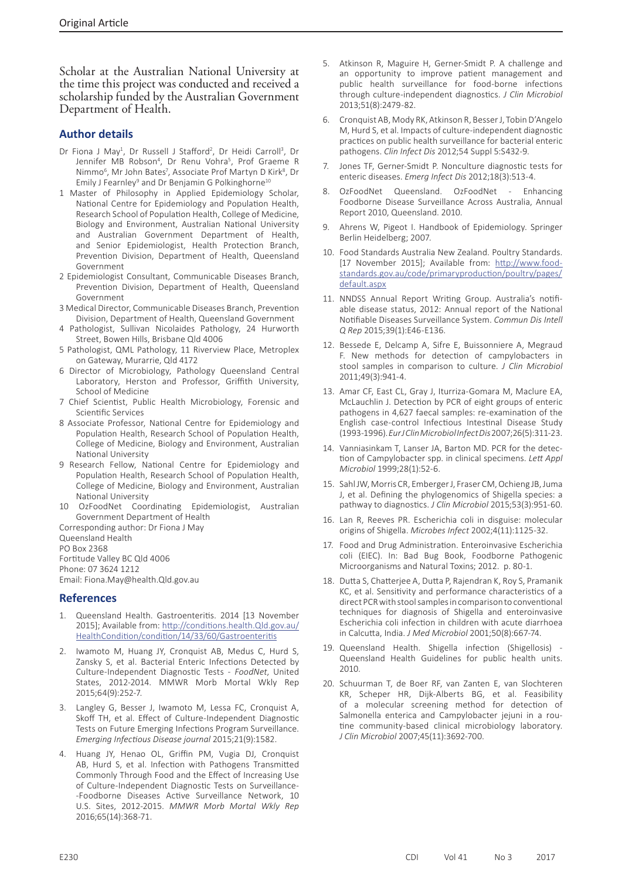Scholar at the Australian National University at the time this project was conducted and received a scholarship funded by the Australian Government Department of Health.

## Author details

Dr Fiona J May[1], Dr Russell J Stafford[2], Dr Heidi Carroll[3], Dr Jennifer MB Robson[4], Dr Renu Vohra[5], Prof Graeme R Nimmo[6], Mr John Bates[7], Associate Prof Martyn D Kirk[8], Dr Emily J Fearnley[9] and Dr Benjamin G Polkinghorne[10]

1. Master of Philosophy in Applied Epidemiology Scholar, National Centre for Epidemiology and Population Health, Research School of Population Health, College of Medicine, Biology and Environment, Australian National University and Australian Government Department of Health, and Senior Epidemiologist, Health Protection Branch, Prevention Division, Department of Health, Queensland Government
2. Epidemiologist Consultant, Communicable Diseases Branch, Prevention Division, Department of Health, Queensland Government
3. Medical Director, Communicable Diseases Branch, Prevention Division, Department of Health, Queensland Government
4. Pathologist, Sullivan Nicolaides Pathology, 24 Hurworth Street, Bowen Hills, Brisbane Qld 4006
5. Pathologist, QML Pathology, 11 Riverview Place, Metroplex on Gateway, Murarrie, Qld 4172
6. Director of Microbiology, Pathology Queensland Central Laboratory, Herston and Professor, Griffith University, School of Medicine
7. Chief Scientist, Public Health Microbiology, Forensic and Scientific Services
8. Associate Professor, National Centre for Epidemiology and Population Health, Research School of Population Health, College of Medicine, Biology and Environment, Australian National University
9. Research Fellow, National Centre for Epidemiology and Population Health, Research School of Population Health, College of Medicine, Biology and Environment, Australian National University
10. OzFoodNet Coordinating Epidemiologist, Australian Government Department of Health

Corresponding author: Dr Fiona J May
Queensland Health
PO Box 2368
Fortitude Valley BC Qld 4006
Phone: 07 3624 1212
Email: Fiona.May@health.Qld.gov.au

## References

1. Queensland Health. Gastroenteritis. 2014 [13 November 2015]; Available from: http://conditions.health.Qld.gov.au/HealthCondition/condition/14/33/60/Gastroenteritis
2. Iwamoto M, Huang JY, Cronquist AB, Medus C, Hurd S, Zansky S, et al. Bacterial Enteric Infections Detected by Culture-Independent Diagnostic Tests - *FoodNet*, United States, 2012-2014. MMWR Morb Mortal Wkly Rep 2015;64(9):252-7.
3. Langley G, Besser J, Iwamoto M, Lessa FC, Cronquist A, Skoff TH, et al. Effect of Culture-Independent Diagnostic Tests on Future Emerging Infections Program Surveillance. *Emerging Infectious Disease journal* 2015;21(9):1582.
4. Huang JY, Henao OL, Griffin PM, Vugia DJ, Cronquist AB, Hurd S, et al. Infection with Pathogens Transmitted Commonly Through Food and the Effect of Increasing Use of Culture-Independent Diagnostic Tests on Surveillance--Foodborne Diseases Active Surveillance Network, 10 U.S. Sites, 2012-2015. *MMWR Morb Mortal Wkly Rep* 2016;65(14):368-71.
5. Atkinson R, Maguire H, Gerner-Smidt P. A challenge and an opportunity to improve patient management and public health surveillance for food-borne infections through culture-independent diagnostics. *J Clin Microbiol* 2013;51(8):2479-82.
6. Cronquist AB, Mody RK, Atkinson R, Besser J, Tobin D'Angelo M, Hurd S, et al. Impacts of culture-independent diagnostic practices on public health surveillance for bacterial enteric pathogens. *Clin Infect Dis* 2012;54 Suppl 5:S432-9.
7. Jones TF, Gerner-Smidt P. Nonculture diagnostic tests for enteric diseases. *Emerg Infect Dis* 2012;18(3):513-4.
8. OzFoodNet Queensland. OzFoodNet - Enhancing Foodborne Disease Surveillance Across Australia, Annual Report 2010, Queensland. 2010.
9. Ahrens W, Pigeot I. Handbook of Epidemiology. Springer Berlin Heidelberg; 2007.
10. Food Standards Australia New Zealand. Poultry Standards. [17 November 2015]; Available from: http://www.foodstandards.gov.au/code/primaryproduction/poultry/pages/default.aspx
11. NNDSS Annual Report Writing Group. Australia's notifiable disease status, 2012: Annual report of the National Notifiable Diseases Surveillance System. *Commun Dis Intell Q Rep* 2015;39(1):E46-E136.
12. Bessede E, Delcamp A, Sifre E, Buissonniere A, Megraud F. New methods for detection of campylobacters in stool samples in comparison to culture. *J Clin Microbiol* 2011;49(3):941-4.
13. Amar CF, East CL, Gray J, Iturriza-Gomara M, Maclure EA, McLauchlin J. Detection by PCR of eight groups of enteric pathogens in 4,627 faecal samples: re-examination of the English case-control Infectious Intestinal Disease Study (1993-1996). *Eur J Clin Microbiol Infect Dis* 2007;26(5):311-23.
14. Vanniasinkam T, Lanser JA, Barton MD. PCR for the detection of Campylobacter spp. in clinical specimens. *Lett Appl Microbiol* 1999;28(1):52-6.
15. Sahl JW, Morris CR, Emberger J, Fraser CM, Ochieng JB, Juma J, et al. Defining the phylogenomics of Shigella species: a pathway to diagnostics. *J Clin Microbiol* 2015;53(3):951-60.
16. Lan R, Reeves PR. Escherichia coli in disguise: molecular origins of Shigella. *Microbes Infect* 2002;4(11):1125-32.
17. Food and Drug Administration. Enteroinvasive Escherichia coli (EIEC). In: Bad Bug Book, Foodborne Pathogenic Microorganisms and Natural Toxins; 2012. p. 80-1.
18. Dutta S, Chatterjee A, Dutta P, Rajendran K, Roy S, Pramanik KC, et al. Sensitivity and performance characteristics of a direct PCR with stool samples in comparison to conventional techniques for diagnosis of Shigella and enteroinvasive Escherichia coli infection in children with acute diarrhoea in Calcutta, India. *J Med Microbiol* 2001;50(8):667-74.
19. Queensland Health. Shigella infection (Shigellosis) - Queensland Health Guidelines for public health units. 2010.
20. Schuurman T, de Boer RF, van Zanten E, van Slochteren KR, Scheper HR, Dijk-Alberts BG, et al. Feasibility of a molecular screening method for detection of Salmonella enterica and Campylobacter jejuni in a routine community-based clinical microbiology laboratory. *J Clin Microbiol* 2007;45(11):3692-700.